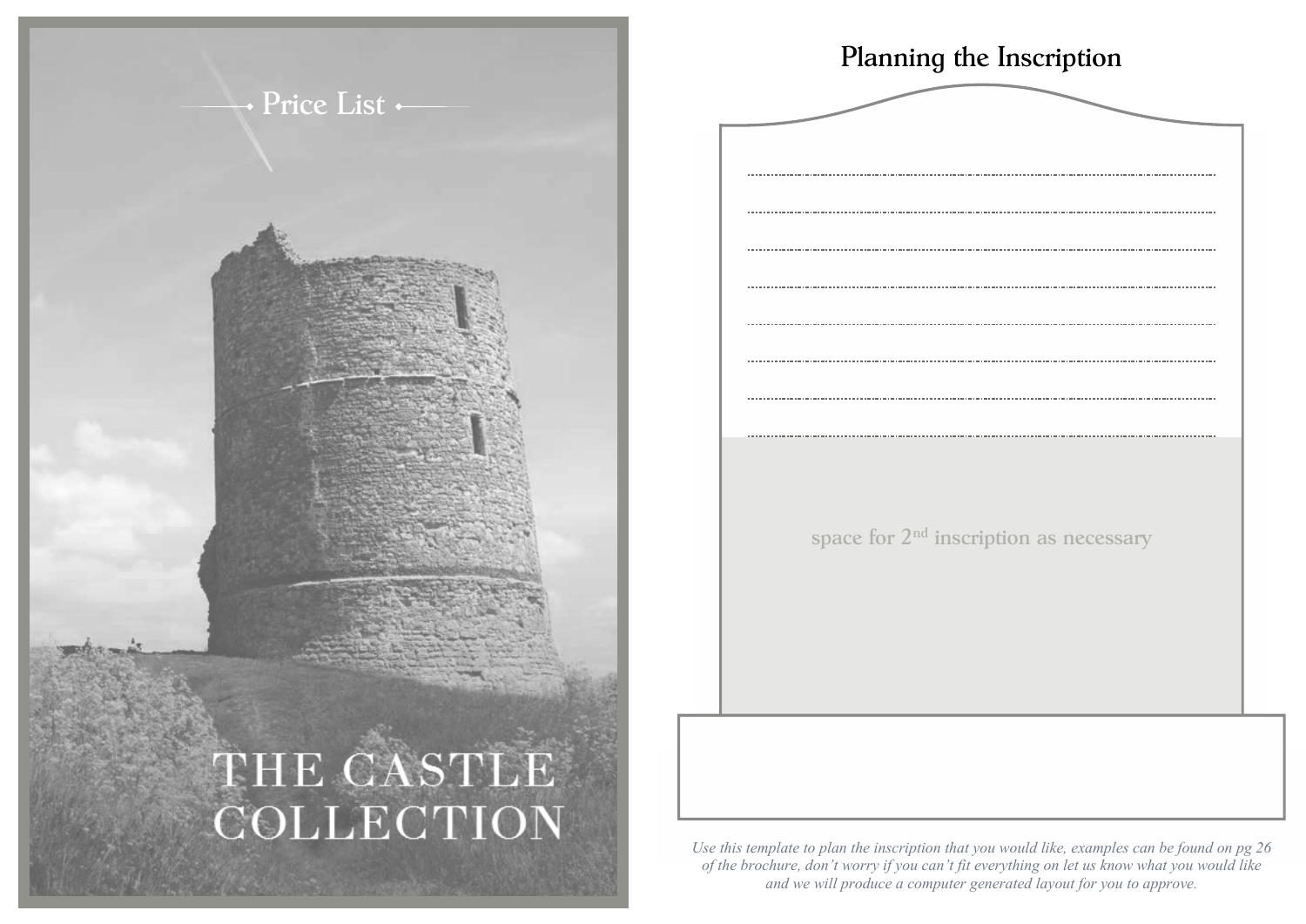Price List

# THE CASTLE COLLECTION

## Planning the Inscription

space for 2nd inscription as necessary

*Use this template to plan the inscription that you would like, examples can be found on pg 26 of the brochure, don't worry if you can't fit everything on let us know what you would like and we will produce a computer generated layout for you to approve.*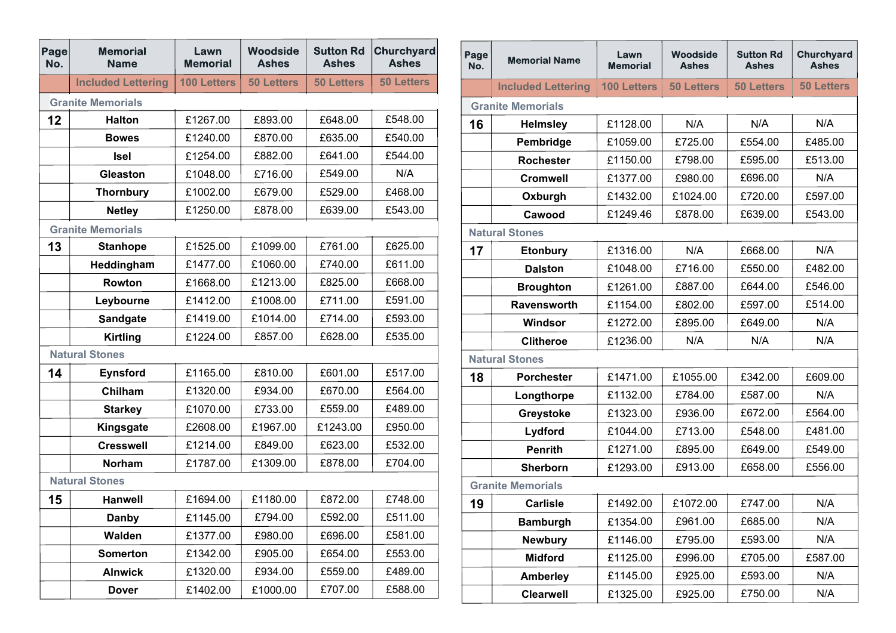| Page No. | Memorial Name | Lawn Memorial | Woodside Ashes | Sutton Rd Ashes | Churchyard Ashes |
|---|---|---|---|---|---|
| | Included Lettering | 100 Letters | 50 Letters | 50 Letters | 50 Letters |
| Granite Memorials | | | | | |
| 12 | Halton | £1267.00 | £893.00 | £648.00 | £548.00 |
| | Bowes | £1240.00 | £870.00 | £635.00 | £540.00 |
| | Isel | £1254.00 | £882.00 | £641.00 | £544.00 |
| | Gleaston | £1048.00 | £716.00 | £549.00 | N/A |
| | Thornbury | £1002.00 | £679.00 | £529.00 | £468.00 |
| | Netley | £1250.00 | £878.00 | £639.00 | £543.00 |
| Granite Memorials | | | | | |
| 13 | Stanhope | £1525.00 | £1099.00 | £761.00 | £625.00 |
| | Heddingham | £1477.00 | £1060.00 | £740.00 | £611.00 |
| | Rowton | £1668.00 | £1213.00 | £825.00 | £668.00 |
| | Leybourne | £1412.00 | £1008.00 | £711.00 | £591.00 |
| | Sandgate | £1419.00 | £1014.00 | £714.00 | £593.00 |
| | Kirtling | £1224.00 | £857.00 | £628.00 | £535.00 |
| Natural Stones | | | | | |
| 14 | Eynsford | £1165.00 | £810.00 | £601.00 | £517.00 |
| | Chilham | £1320.00 | £934.00 | £670.00 | £564.00 |
| | Starkey | £1070.00 | £733.00 | £559.00 | £489.00 |
| | Kingsgate | £2608.00 | £1967.00 | £1243.00 | £950.00 |
| | Cresswell | £1214.00 | £849.00 | £623.00 | £532.00 |
| | Norham | £1787.00 | £1309.00 | £878.00 | £704.00 |
| Natural Stones | | | | | |
| 15 | Hanwell | £1694.00 | £1180.00 | £872.00 | £748.00 |
| | Danby | £1145.00 | £794.00 | £592.00 | £511.00 |
| | Walden | £1377.00 | £980.00 | £696.00 | £581.00 |
| | Somerton | £1342.00 | £905.00 | £654.00 | £553.00 |
| | Alnwick | £1320.00 | £934.00 | £559.00 | £489.00 |
| | Dover | £1402.00 | £1000.00 | £707.00 | £588.00 |

| Page No. | Memorial Name | Lawn Memorial | Woodside Ashes | Sutton Rd Ashes | Churchyard Ashes |
|---|---|---|---|---|---|
| | Included Lettering | 100 Letters | 50 Letters | 50 Letters | 50 Letters |
| Granite Memorials | | | | | |
| 16 | Helmsley | £1128.00 | N/A | N/A | N/A |
| | Pembridge | £1059.00 | £725.00 | £554.00 | £485.00 |
| | Rochester | £1150.00 | £798.00 | £595.00 | £513.00 |
| | Cromwell | £1377.00 | £980.00 | £696.00 | N/A |
| | Oxburgh | £1432.00 | £1024.00 | £720.00 | £597.00 |
| | Cawood | £1249.46 | £878.00 | £639.00 | £543.00 |
| Natural Stones | | | | | |
| 17 | Etonbury | £1316.00 | N/A | £668.00 | N/A |
| | Dalston | £1048.00 | £716.00 | £550.00 | £482.00 |
| | Broughton | £1261.00 | £887.00 | £644.00 | £546.00 |
| | Ravensworth | £1154.00 | £802.00 | £597.00 | £514.00 |
| | Windsor | £1272.00 | £895.00 | £649.00 | N/A |
| | Clitheroe | £1236.00 | N/A | N/A | N/A |
| Natural Stones | | | | | |
| 18 | Porchester | £1471.00 | £1055.00 | £342.00 | £609.00 |
| | Longthorpe | £1132.00 | £784.00 | £587.00 | N/A |
| | Greystoke | £1323.00 | £936.00 | £672.00 | £564.00 |
| | Lydford | £1044.00 | £713.00 | £548.00 | £481.00 |
| | Penrith | £1271.00 | £895.00 | £649.00 | £549.00 |
| | Sherborn | £1293.00 | £913.00 | £658.00 | £556.00 |
| Granite Memorials | | | | | |
| 19 | Carlisle | £1492.00 | £1072.00 | £747.00 | N/A |
| | Bamburgh | £1354.00 | £961.00 | £685.00 | N/A |
| | Newbury | £1146.00 | £795.00 | £593.00 | N/A |
| | Midford | £1125.00 | £996.00 | £705.00 | £587.00 |
| | Amberley | £1145.00 | £925.00 | £593.00 | N/A |
| | Clearwell | £1325.00 | £925.00 | £750.00 | N/A |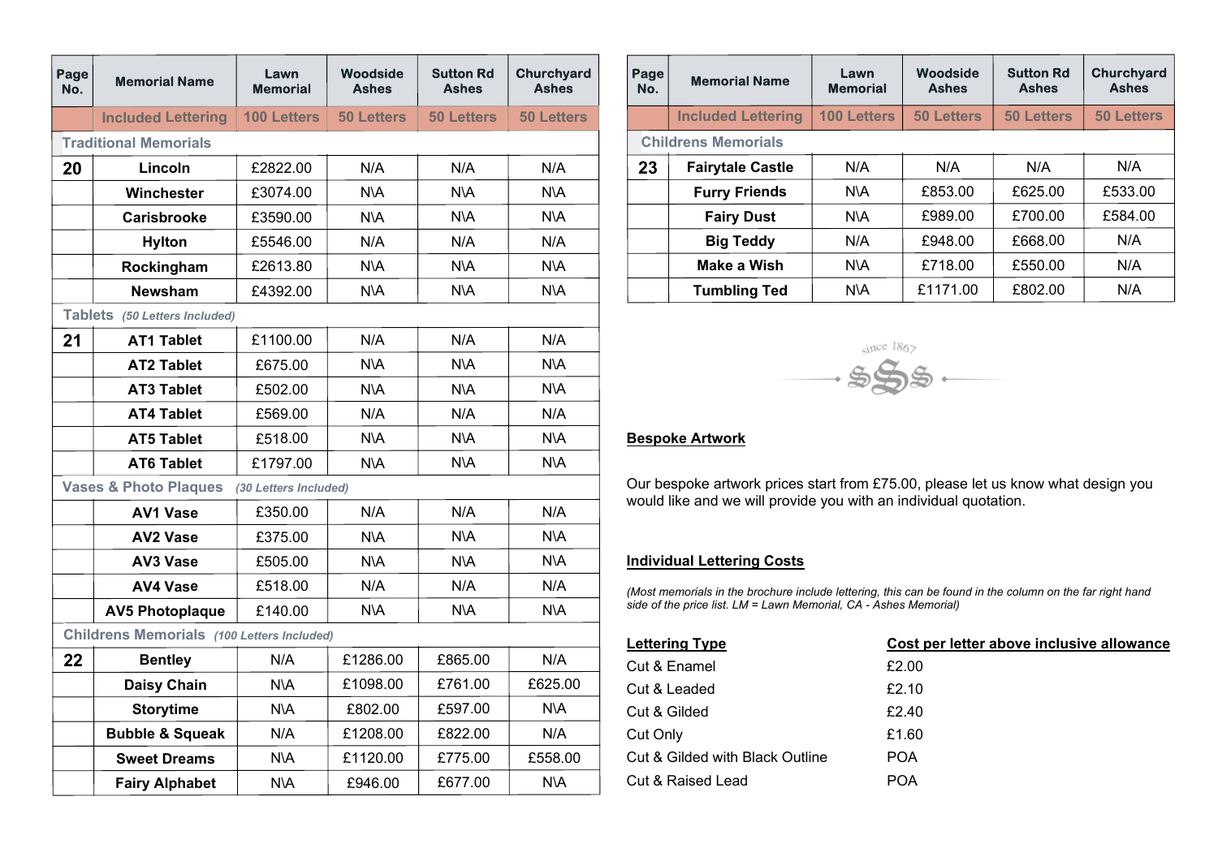| Page No. | Memorial Name | Lawn Memorial | Woodside Ashes | Sutton Rd Ashes | Churchyard Ashes |
|---|---|---|---|---|---|
| | Included Lettering | 100 Letters | 50 Letters | 50 Letters | 50 Letters |
| | **Traditional Memorials** | | | | |
| **20** | **Lincoln** | £2822.00 | N/A | N/A | N/A |
| | **Winchester** | £3074.00 | N\A | N\A | N\A |
| | **Carisbrooke** | £3590.00 | N\A | N\A | N\A |
| | **Hylton** | £5546.00 | N/A | N/A | N/A |
| | **Rockingham** | £2613.80 | N\A | N\A | N\A |
| | **Newsham** | £4392.00 | N\A | N\A | N\A |
| | **Tablets** *(50 Letters Included)* | | | | |
| **21** | **AT1 Tablet** | £1100.00 | N/A | N/A | N/A |
| | **AT2 Tablet** | £675.00 | N\A | N\A | N\A |
| | **AT3 Tablet** | £502.00 | N\A | N\A | N\A |
| | **AT4 Tablet** | £569.00 | N/A | N/A | N/A |
| | **AT5 Tablet** | £518.00 | N\A | N\A | N\A |
| | **AT6 Tablet** | £1797.00 | N\A | N\A | N\A |
| | **Vases & Photo Plaques** *(30 Letters Included)* | | | | |
| | **AV1 Vase** | £350.00 | N/A | N/A | N/A |
| | **AV2 Vase** | £375.00 | N\A | N\A | N\A |
| | **AV3 Vase** | £505.00 | N\A | N\A | N\A |
| | **AV4 Vase** | £518.00 | N/A | N/A | N/A |
| | **AV5 Photoplaque** | £140.00 | N\A | N\A | N\A |
| | **Childrens Memorials** *(100 Letters Included)* | | | | |
| **22** | **Bentley** | N/A | £1286.00 | £865.00 | N/A |
| | **Daisy Chain** | N\A | £1098.00 | £761.00 | £625.00 |
| | **Storytime** | N\A | £802.00 | £597.00 | N\A |
| | **Bubble & Squeak** | N/A | £1208.00 | £822.00 | N/A |
| | **Sweet Dreams** | N\A | £1120.00 | £775.00 | £558.00 |
| | **Fairy Alphabet** | N\A | £946.00 | £677.00 | N\A |

| Page No. | Memorial Name | Lawn Memorial | Woodside Ashes | Sutton Rd Ashes | Churchyard Ashes |
|---|---|---|---|---|---|
| | Included Lettering | 100 Letters | 50 Letters | 50 Letters | 50 Letters |
| | **Childrens Memorials** | | | | |
| **23** | **Fairytale Castle** | N/A | N/A | N/A | N/A |
| | **Furry Friends** | N\A | £853.00 | £625.00 | £533.00 |
| | **Fairy Dust** | N\A | £989.00 | £700.00 | £584.00 |
| | **Big Teddy** | N/A | £948.00 | £668.00 | N/A |
| | **Make a Wish** | N\A | £718.00 | £550.00 | N/A |
| | **Tumbling Ted** | N\A | £1171.00 | £802.00 | N/A |

since 1867

**Bespoke Artwork**

Our bespoke artwork prices start from £75.00, please let us know what design you would like and we will provide you with an individual quotation.

**Individual Lettering Costs**

*(Most memorials in the brochure include lettering, this can be found in the column on the far right hand side of the price list. LM = Lawn Memorial, CA - Ashes Memorial)*

| Lettering Type | Cost per letter above inclusive allowance |
|---|---|
| Cut & Enamel | £2.00 |
| Cut & Leaded | £2.10 |
| Cut & Gilded | £2.40 |
| Cut Only | £1.60 |
| Cut & Gilded with Black Outline | POA |
| Cut & Raised Lead | POA |